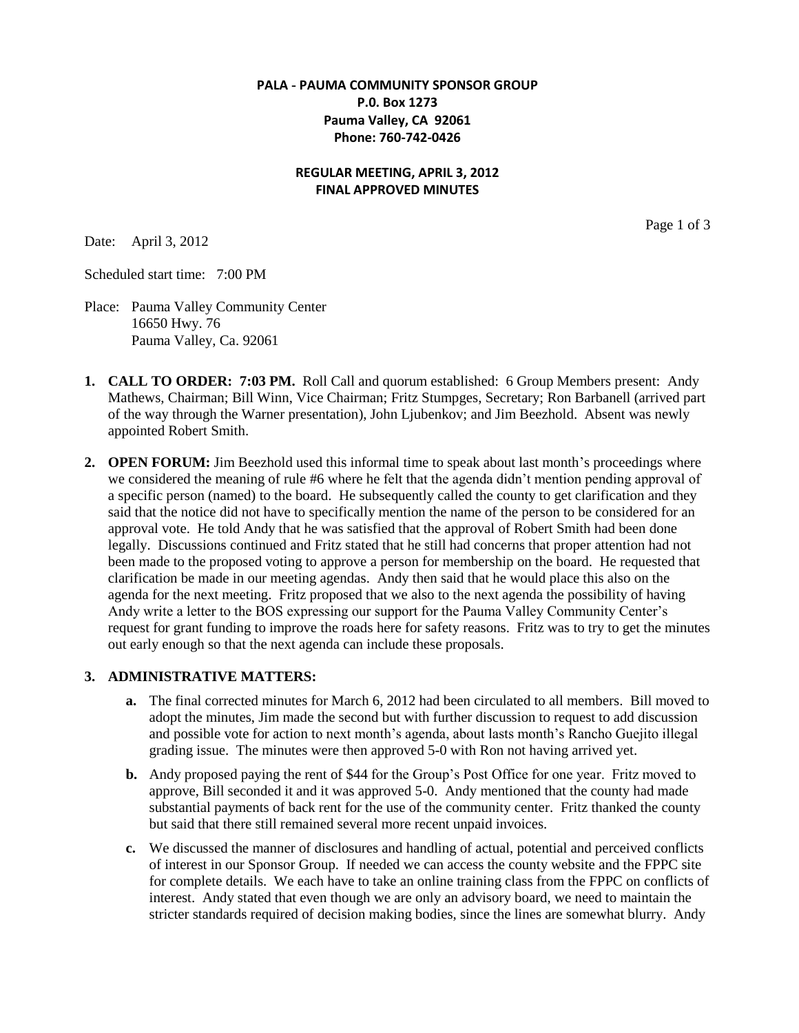**PALA - PAUMA COMMUNITY SPONSOR GROUP**
**P.0. Box 1273**
**Pauma Valley, CA 92061**
**Phone: 760-742-0426**

**REGULAR MEETING, APRIL 3, 2012**
**FINAL APPROVED MINUTES**

Date: April 3, 2012

Scheduled start time: 7:00 PM

Place: Pauma Valley Community Center
16650 Hwy. 76
Pauma Valley, Ca. 92061

1. **CALL TO ORDER: 7:03 PM.** Roll Call and quorum established: 6 Group Members present: Andy Mathews, Chairman; Bill Winn, Vice Chairman; Fritz Stumpges, Secretary; Ron Barbanell (arrived part of the way through the Warner presentation), John Ljubenkov; and Jim Beezhold. Absent was newly appointed Robert Smith.

2. **OPEN FORUM:** Jim Beezhold used this informal time to speak about last month's proceedings where we considered the meaning of rule #6 where he felt that the agenda didn't mention pending approval of a specific person (named) to the board. He subsequently called the county to get clarification and they said that the notice did not have to specifically mention the name of the person to be considered for an approval vote. He told Andy that he was satisfied that the approval of Robert Smith had been done legally. Discussions continued and Fritz stated that he still had concerns that proper attention had not been made to the proposed voting to approve a person for membership on the board. He requested that clarification be made in our meeting agendas. Andy then said that he would place this also on the agenda for the next meeting. Fritz proposed that we also to the next agenda the possibility of having Andy write a letter to the BOS expressing our support for the Pauma Valley Community Center's request for grant funding to improve the roads here for safety reasons. Fritz was to try to get the minutes out early enough so that the next agenda can include these proposals.

3. **ADMINISTRATIVE MATTERS:**
   - **a.** The final corrected minutes for March 6, 2012 had been circulated to all members. Bill moved to adopt the minutes, Jim made the second but with further discussion to request to add discussion and possible vote for action to next month's agenda, about lasts month's Rancho Guejito illegal grading issue. The minutes were then approved 5-0 with Ron not having arrived yet.
   - **b.** Andy proposed paying the rent of $44 for the Group's Post Office for one year. Fritz moved to approve, Bill seconded it and it was approved 5-0. Andy mentioned that the county had made substantial payments of back rent for the use of the community center. Fritz thanked the county but said that there still remained several more recent unpaid invoices.
   - **c.** We discussed the manner of disclosures and handling of actual, potential and perceived conflicts of interest in our Sponsor Group. If needed we can access the county website and the FPPC site for complete details. We each have to take an online training class from the FPPC on conflicts of interest. Andy stated that even though we are only an advisory board, we need to maintain the stricter standards required of decision making bodies, since the lines are somewhat blurry. Andy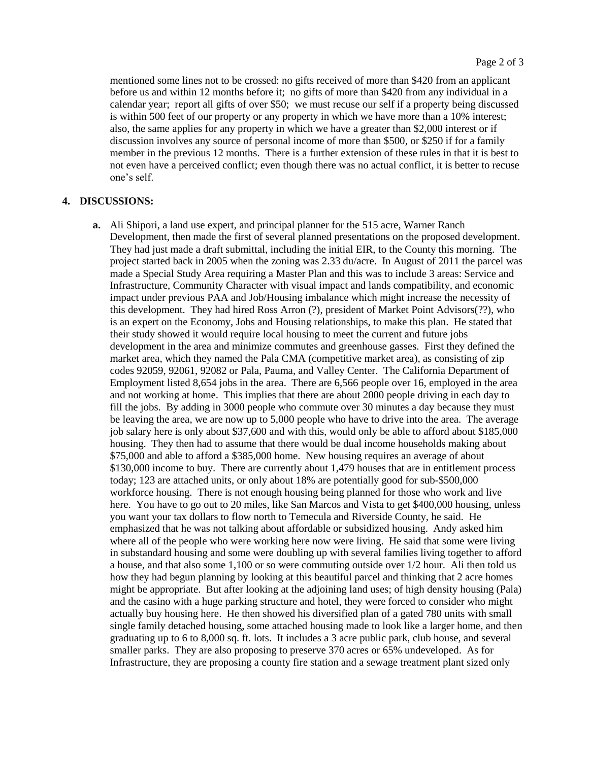mentioned some lines not to be crossed: no gifts received of more than $420 from an applicant before us and within 12 months before it; no gifts of more than $420 from any individual in a calendar year; report all gifts of over $50; we must recuse our self if a property being discussed is within 500 feet of our property or any property in which we have more than a 10% interest; also, the same applies for any property in which we have a greater than $2,000 interest or if discussion involves any source of personal income of more than $500, or $250 if for a family member in the previous 12 months. There is a further extension of these rules in that it is best to not even have a perceived conflict; even though there was no actual conflict, it is better to recuse one's self.

## 4. DISCUSSIONS:

**a.** Ali Shipori, a land use expert, and principal planner for the 515 acre, Warner Ranch Development, then made the first of several planned presentations on the proposed development. They had just made a draft submittal, including the initial EIR, to the County this morning. The project started back in 2005 when the zoning was 2.33 du/acre. In August of 2011 the parcel was made a Special Study Area requiring a Master Plan and this was to include 3 areas: Service and Infrastructure, Community Character with visual impact and lands compatibility, and economic impact under previous PAA and Job/Housing imbalance which might increase the necessity of this development. They had hired Ross Arron (?), president of Market Point Advisors(??), who is an expert on the Economy, Jobs and Housing relationships, to make this plan. He stated that their study showed it would require local housing to meet the current and future jobs development in the area and minimize commutes and greenhouse gasses. First they defined the market area, which they named the Pala CMA (competitive market area), as consisting of zip codes 92059, 92061, 92082 or Pala, Pauma, and Valley Center. The California Department of Employment listed 8,654 jobs in the area. There are 6,566 people over 16, employed in the area and not working at home. This implies that there are about 2000 people driving in each day to fill the jobs. By adding in 3000 people who commute over 30 minutes a day because they must be leaving the area, we are now up to 5,000 people who have to drive into the area. The average job salary here is only about $37,600 and with this, would only be able to afford about $185,000 housing. They then had to assume that there would be dual income households making about $75,000 and able to afford a $385,000 home. New housing requires an average of about $130,000 income to buy. There are currently about 1,479 houses that are in entitlement process today; 123 are attached units, or only about 18% are potentially good for sub-$500,000 workforce housing. There is not enough housing being planned for those who work and live here. You have to go out to 20 miles, like San Marcos and Vista to get $400,000 housing, unless you want your tax dollars to flow north to Temecula and Riverside County, he said. He emphasized that he was not talking about affordable or subsidized housing. Andy asked him where all of the people who were working here now were living. He said that some were living in substandard housing and some were doubling up with several families living together to afford a house, and that also some 1,100 or so were commuting outside over 1/2 hour. Ali then told us how they had begun planning by looking at this beautiful parcel and thinking that 2 acre homes might be appropriate. But after looking at the adjoining land uses; of high density housing (Pala) and the casino with a huge parking structure and hotel, they were forced to consider who might actually buy housing here. He then showed his diversified plan of a gated 780 units with small single family detached housing, some attached housing made to look like a larger home, and then graduating up to 6 to 8,000 sq. ft. lots. It includes a 3 acre public park, club house, and several smaller parks. They are also proposing to preserve 370 acres or 65% undeveloped. As for Infrastructure, they are proposing a county fire station and a sewage treatment plant sized only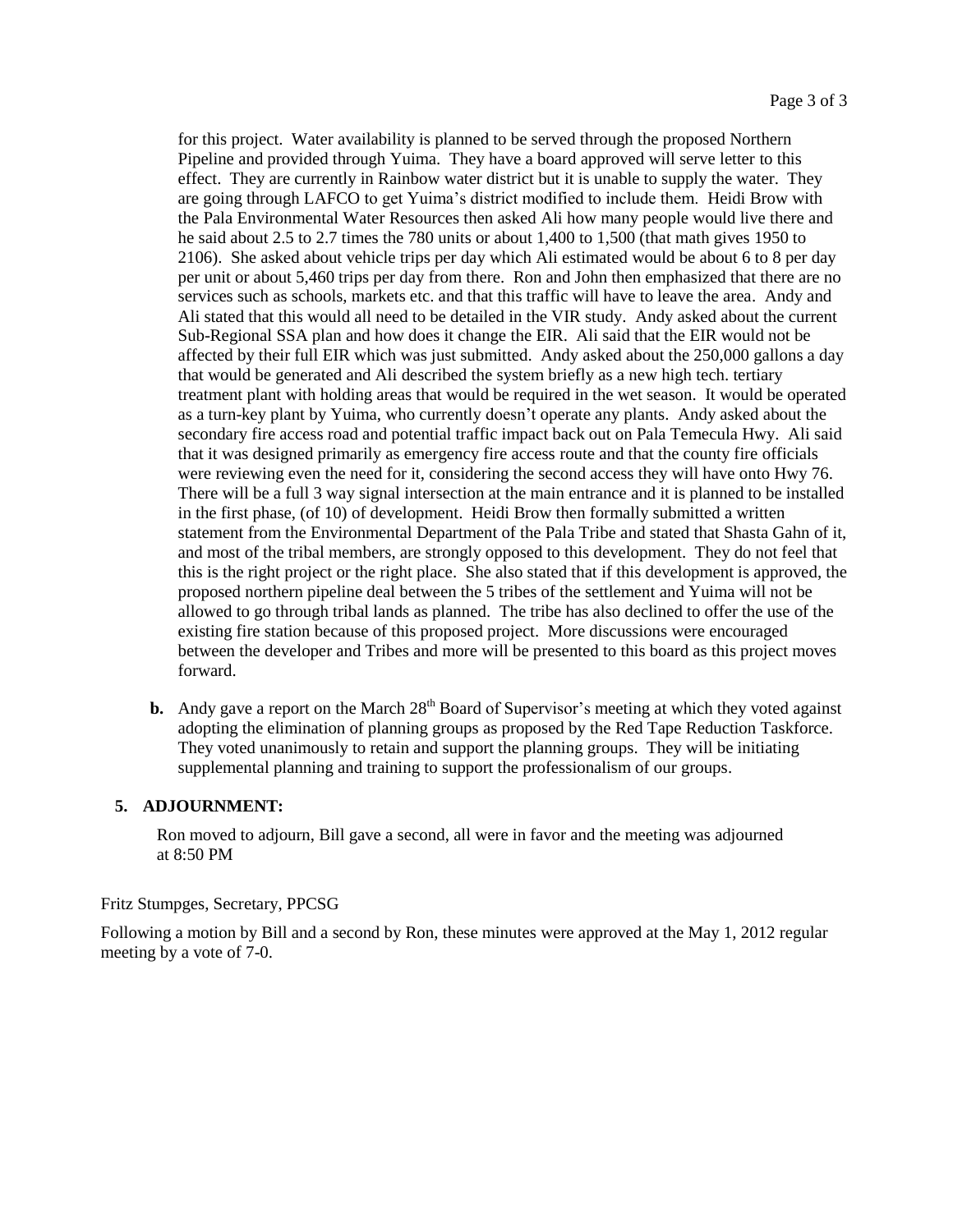for this project. Water availability is planned to be served through the proposed Northern Pipeline and provided through Yuima. They have a board approved will serve letter to this effect. They are currently in Rainbow water district but it is unable to supply the water. They are going through LAFCO to get Yuima's district modified to include them. Heidi Brow with the Pala Environmental Water Resources then asked Ali how many people would live there and he said about 2.5 to 2.7 times the 780 units or about 1,400 to 1,500 (that math gives 1950 to 2106). She asked about vehicle trips per day which Ali estimated would be about 6 to 8 per day per unit or about 5,460 trips per day from there. Ron and John then emphasized that there are no services such as schools, markets etc. and that this traffic will have to leave the area. Andy and Ali stated that this would all need to be detailed in the VIR study. Andy asked about the current Sub-Regional SSA plan and how does it change the EIR. Ali said that the EIR would not be affected by their full EIR which was just submitted. Andy asked about the 250,000 gallons a day that would be generated and Ali described the system briefly as a new high tech. tertiary treatment plant with holding areas that would be required in the wet season. It would be operated as a turn-key plant by Yuima, who currently doesn't operate any plants. Andy asked about the secondary fire access road and potential traffic impact back out on Pala Temecula Hwy. Ali said that it was designed primarily as emergency fire access route and that the county fire officials were reviewing even the need for it, considering the second access they will have onto Hwy 76. There will be a full 3 way signal intersection at the main entrance and it is planned to be installed in the first phase, (of 10) of development. Heidi Brow then formally submitted a written statement from the Environmental Department of the Pala Tribe and stated that Shasta Gahn of it, and most of the tribal members, are strongly opposed to this development. They do not feel that this is the right project or the right place. She also stated that if this development is approved, the proposed northern pipeline deal between the 5 tribes of the settlement and Yuima will not be allowed to go through tribal lands as planned. The tribe has also declined to offer the use of the existing fire station because of this proposed project. More discussions were encouraged between the developer and Tribes and more will be presented to this board as this project moves forward.

**b.** Andy gave a report on the March 28th Board of Supervisor's meeting at which they voted against adopting the elimination of planning groups as proposed by the Red Tape Reduction Taskforce. They voted unanimously to retain and support the planning groups. They will be initiating supplemental planning and training to support the professionalism of our groups.

**5. ADJOURNMENT:**

Ron moved to adjourn, Bill gave a second, all were in favor and the meeting was adjourned at 8:50 PM

Fritz Stumpges, Secretary, PPCSG

Following a motion by Bill and a second by Ron, these minutes were approved at the May 1, 2012 regular meeting by a vote of 7-0.